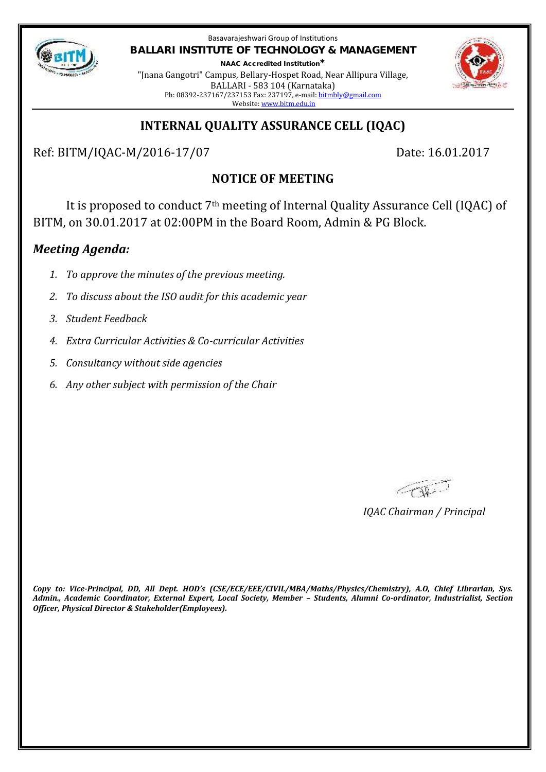Basavarajeshwari Group of Institutions

**BALLARI INSTITUTE OF TECHNOLOGY & MANAGEMENT**

**NAAC Accredited Institution***

"Jnana Gangotri" Campus, Bellary-Hospet Road, Near Allipura Village,
BALLARI - 583 104 (Karnataka)
Ph: 08392-237167/237153 Fax: 237197, e-mail: bitmbly@gmail.com
Website: www.bitm.edu.in

## INTERNAL QUALITY ASSURANCE CELL (IQAC)

Ref: BITM/IQAC-M/2016-17/07 Date: 16.01.2017

### NOTICE OF MEETING

It is proposed to conduct 7th meeting of Internal Quality Assurance Cell (IQAC) of BITM, on 30.01.2017 at 02:00PM in the Board Room, Admin & PG Block.

### *Meeting Agenda:*

1. *To approve the minutes of the previous meeting.*
2. *To discuss about the ISO audit for this academic year*
3. *Student Feedback*
4. *Extra Curricular Activities & Co-curricular Activities*
5. *Consultancy without side agencies*
6. *Any other subject with permission of the Chair*

*IQAC Chairman / Principal*

***Copy to: Vice-Principal, DD, All Dept. HOD's (CSE/ECE/EEE/CIVIL/MBA/Maths/Physics/Chemistry), A.O, Chief Librarian, Sys. Admin., Academic Coordinator, External Expert, Local Society, Member – Students, Alumni Co-ordinator, Industrialist, Section Officer, Physical Director & Stakeholder(Employees).***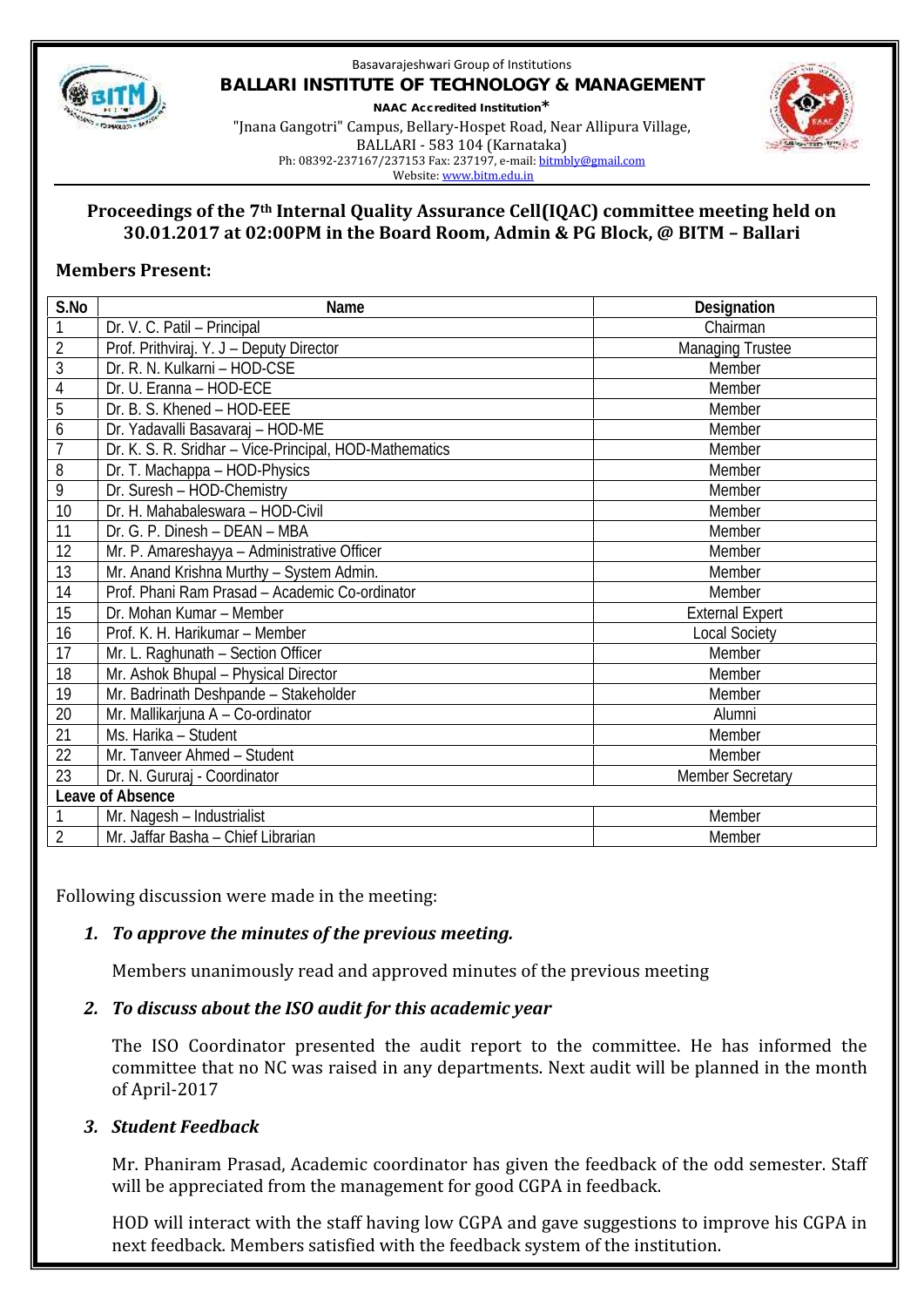Basavarajeshwari Group of Institutions

**BALLARI INSTITUTE OF TECHNOLOGY & MANAGEMENT**

**NAAC Accredited Institution***

"Jnana Gangotri" Campus, Bellary-Hospet Road, Near Allipura Village,
BALLARI - 583 104 (Karnataka)
Ph: 08392-237167/237153 Fax: 237197, e-mail: bitmbly@gmail.com
Website: www.bitm.edu.in

## Proceedings of the 7th Internal Quality Assurance Cell(IQAC) committee meeting held on 30.01.2017 at 02:00PM in the Board Room, Admin & PG Block, @ BITM – Ballari

### Members Present:

| S.No | Name | Designation |
|---|---|---|
| 1 | Dr. V. C. Patil – Principal | Chairman |
| 2 | Prof. Prithviraj. Y. J – Deputy Director | Managing Trustee |
| 3 | Dr. R. N. Kulkarni – HOD-CSE | Member |
| 4 | Dr. U. Eranna – HOD-ECE | Member |
| 5 | Dr. B. S. Khened – HOD-EEE | Member |
| 6 | Dr. Yadavalli Basavaraj – HOD-ME | Member |
| 7 | Dr. K. S. R. Sridhar – Vice-Principal, HOD-Mathematics | Member |
| 8 | Dr. T. Machappa – HOD-Physics | Member |
| 9 | Dr. Suresh – HOD-Chemistry | Member |
| 10 | Dr. H. Mahabaleswara – HOD-Civil | Member |
| 11 | Dr. G. P. Dinesh – DEAN – MBA | Member |
| 12 | Mr. P. Amareshayya – Administrative Officer | Member |
| 13 | Mr. Anand Krishna Murthy – System Admin. | Member |
| 14 | Prof. Phani Ram Prasad – Academic Co-ordinator | Member |
| 15 | Dr. Mohan Kumar – Member | External Expert |
| 16 | Prof. K. H. Harikumar – Member | Local Society |
| 17 | Mr. L. Raghunath – Section Officer | Member |
| 18 | Mr. Ashok Bhupal – Physical Director | Member |
| 19 | Mr. Badrinath Deshpande – Stakeholder | Member |
| 20 | Mr. Mallikarjuna A – Co-ordinator | Alumni |
| 21 | Ms. Harika – Student | Member |
| 22 | Mr. Tanveer Ahmed – Student | Member |
| 23 | Dr. N. Gururaj - Coordinator | Member Secretary |
| Leave of Absence | | |
| 1 | Mr. Nagesh – Industrialist | Member |
| 2 | Mr. Jaffar Basha – Chief Librarian | Member |

Following discussion were made in the meeting:

1. ***To approve the minutes of the previous meeting.***

   Members unanimously read and approved minutes of the previous meeting

2. ***To discuss about the ISO audit for this academic year***

   The ISO Coordinator presented the audit report to the committee. He has informed the committee that no NC was raised in any departments. Next audit will be planned in the month of April-2017

3. ***Student Feedback***

   Mr. Phaniram Prasad, Academic coordinator has given the feedback of the odd semester. Staff will be appreciated from the management for good CGPA in feedback.

   HOD will interact with the staff having low CGPA and gave suggestions to improve his CGPA in next feedback. Members satisfied with the feedback system of the institution.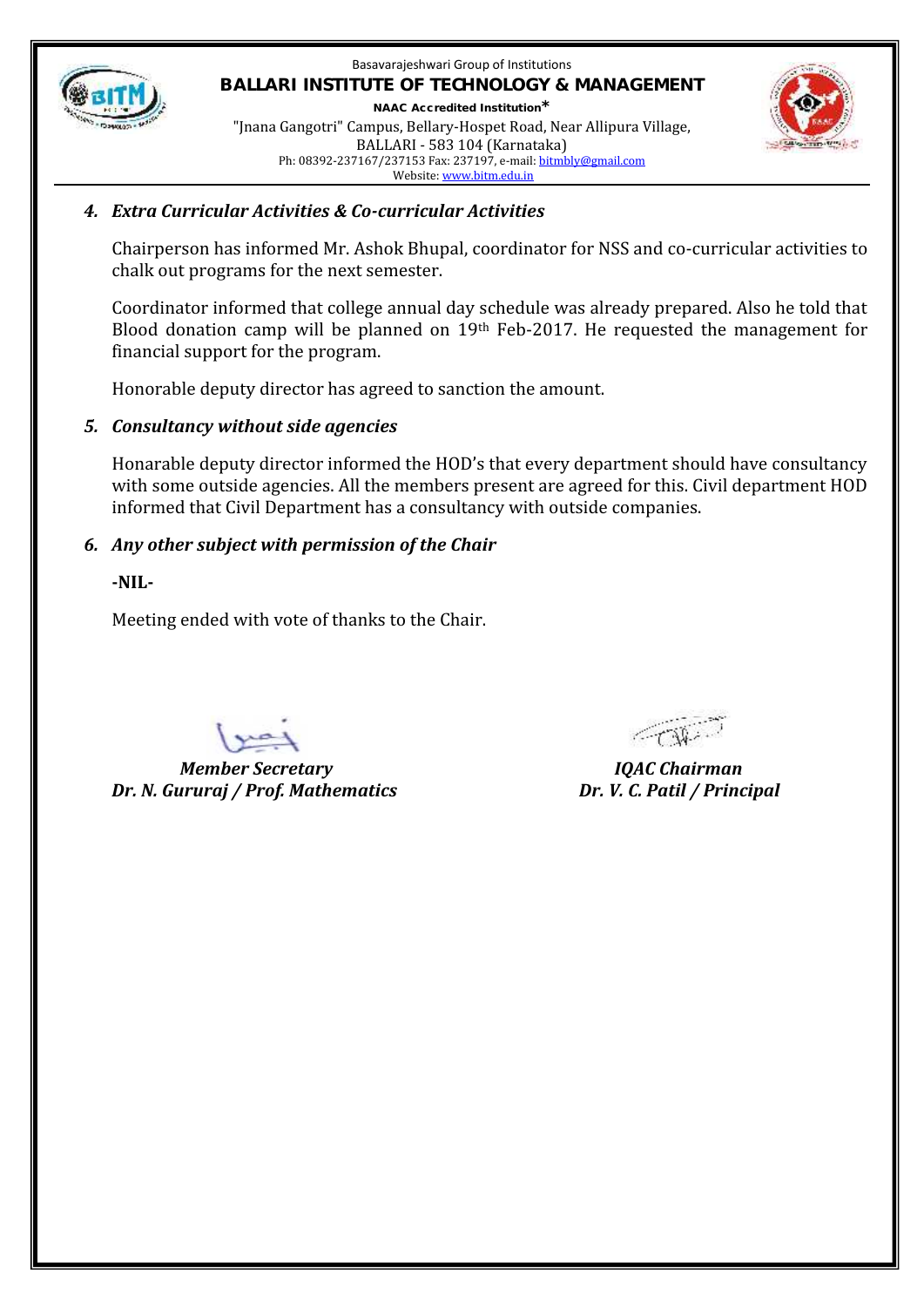Basavarajeshwari Group of Institutions

**BALLARI INSTITUTE OF TECHNOLOGY & MANAGEMENT**

**NAAC Accredited Institution***

"Jnana Gangotri" Campus, Bellary-Hospet Road, Near Allipura Village,
BALLARI - 583 104 (Karnataka)
Ph: 08392-237167/237153 Fax: 237197, e-mail: bitmbly@gmail.com
Website: www.bitm.edu.in

### *4. Extra Curricular Activities & Co-curricular Activities*

Chairperson has informed Mr. Ashok Bhupal, coordinator for NSS and co-curricular activities to chalk out programs for the next semester.

Coordinator informed that college annual day schedule was already prepared. Also he told that Blood donation camp will be planned on 19th Feb-2017. He requested the management for financial support for the program.

Honorable deputy director has agreed to sanction the amount.

### *5. Consultancy without side agencies*

Honarable deputy director informed the HOD's that every department should have consultancy with some outside agencies. All the members present are agreed for this. Civil department HOD informed that Civil Department has a consultancy with outside companies.

### *6. Any other subject with permission of the Chair*

**-NIL-**

Meeting ended with vote of thanks to the Chair.

***Member Secretary***
***Dr. N. Gururaj / Prof. Mathematics***

***IQAC Chairman***
***Dr. V. C. Patil / Principal***